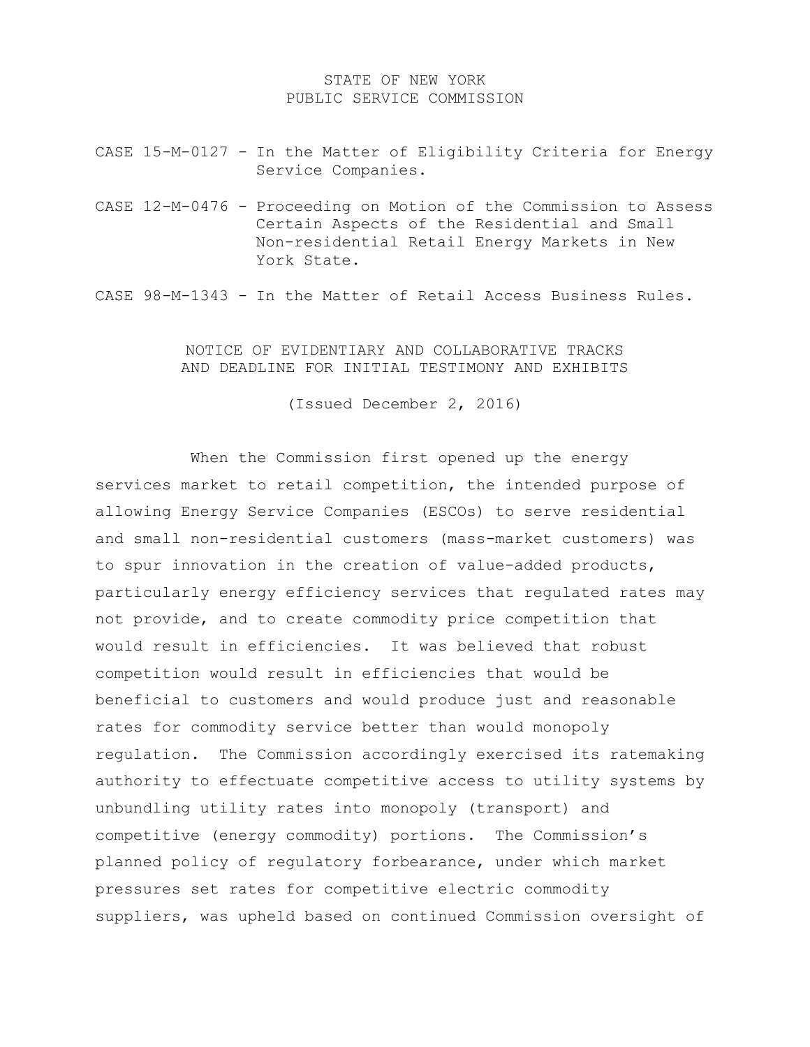STATE OF NEW YORK
PUBLIC SERVICE COMMISSION

CASE 15-M-0127 - In the Matter of Eligibility Criteria for Energy Service Companies.

CASE 12-M-0476 - Proceeding on Motion of the Commission to Assess Certain Aspects of the Residential and Small Non-residential Retail Energy Markets in New York State.

CASE 98-M-1343 - In the Matter of Retail Access Business Rules.

NOTICE OF EVIDENTIARY AND COLLABORATIVE TRACKS
AND DEADLINE FOR INITIAL TESTIMONY AND EXHIBITS

(Issued December 2, 2016)

When the Commission first opened up the energy services market to retail competition, the intended purpose of allowing Energy Service Companies (ESCOs) to serve residential and small non-residential customers (mass-market customers) was to spur innovation in the creation of value-added products, particularly energy efficiency services that regulated rates may not provide, and to create commodity price competition that would result in efficiencies. It was believed that robust competition would result in efficiencies that would be beneficial to customers and would produce just and reasonable rates for commodity service better than would monopoly regulation. The Commission accordingly exercised its ratemaking authority to effectuate competitive access to utility systems by unbundling utility rates into monopoly (transport) and competitive (energy commodity) portions. The Commission's planned policy of regulatory forbearance, under which market pressures set rates for competitive electric commodity suppliers, was upheld based on continued Commission oversight of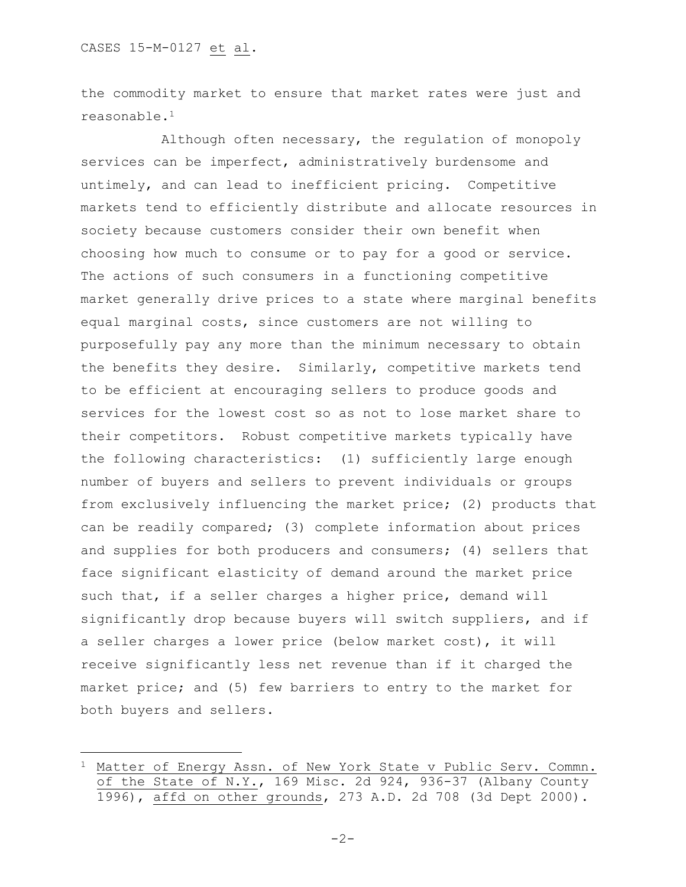the commodity market to ensure that market rates were just and reasonable.[1]

Although often necessary, the regulation of monopoly services can be imperfect, administratively burdensome and untimely, and can lead to inefficient pricing. Competitive markets tend to efficiently distribute and allocate resources in society because customers consider their own benefit when choosing how much to consume or to pay for a good or service. The actions of such consumers in a functioning competitive market generally drive prices to a state where marginal benefits equal marginal costs, since customers are not willing to purposefully pay any more than the minimum necessary to obtain the benefits they desire. Similarly, competitive markets tend to be efficient at encouraging sellers to produce goods and services for the lowest cost so as not to lose market share to their competitors. Robust competitive markets typically have the following characteristics: (1) sufficiently large enough number of buyers and sellers to prevent individuals or groups from exclusively influencing the market price; (2) products that can be readily compared; (3) complete information about prices and supplies for both producers and consumers; (4) sellers that face significant elasticity of demand around the market price such that, if a seller charges a higher price, demand will significantly drop because buyers will switch suppliers, and if a seller charges a lower price (below market cost), it will receive significantly less net revenue than if it charged the market price; and (5) few barriers to entry to the market for both buyers and sellers.

---

[1] Matter of Energy Assn. of New York State v Public Serv. Commn. of the State of N.Y., 169 Misc. 2d 924, 936-37 (Albany County 1996), affd on other grounds, 273 A.D. 2d 708 (3d Dept 2000).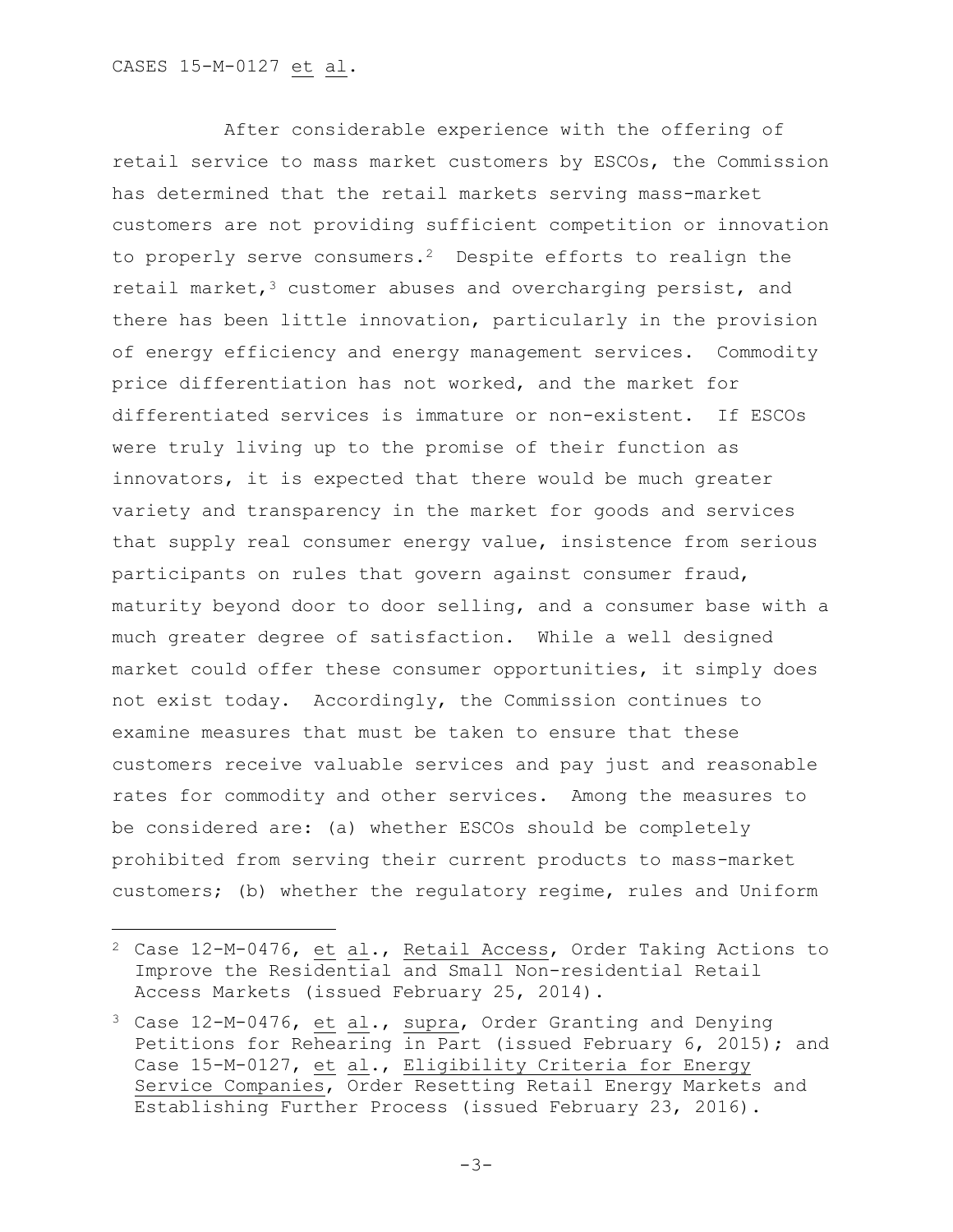After considerable experience with the offering of retail service to mass market customers by ESCOs, the Commission has determined that the retail markets serving mass-market customers are not providing sufficient competition or innovation to properly serve consumers.[2] Despite efforts to realign the retail market,[3] customer abuses and overcharging persist, and there has been little innovation, particularly in the provision of energy efficiency and energy management services. Commodity price differentiation has not worked, and the market for differentiated services is immature or non-existent. If ESCOs were truly living up to the promise of their function as innovators, it is expected that there would be much greater variety and transparency in the market for goods and services that supply real consumer energy value, insistence from serious participants on rules that govern against consumer fraud, maturity beyond door to door selling, and a consumer base with a much greater degree of satisfaction. While a well designed market could offer these consumer opportunities, it simply does not exist today. Accordingly, the Commission continues to examine measures that must be taken to ensure that these customers receive valuable services and pay just and reasonable rates for commodity and other services. Among the measures to be considered are: (a) whether ESCOs should be completely prohibited from serving their current products to mass-market customers; (b) whether the regulatory regime, rules and Uniform

---

[2] Case 12-M-0476, et al., Retail Access, Order Taking Actions to Improve the Residential and Small Non-residential Retail Access Markets (issued February 25, 2014).

[3] Case 12-M-0476, et al., supra, Order Granting and Denying Petitions for Rehearing in Part (issued February 6, 2015); and Case 15-M-0127, et al., Eligibility Criteria for Energy Service Companies, Order Resetting Retail Energy Markets and Establishing Further Process (issued February 23, 2016).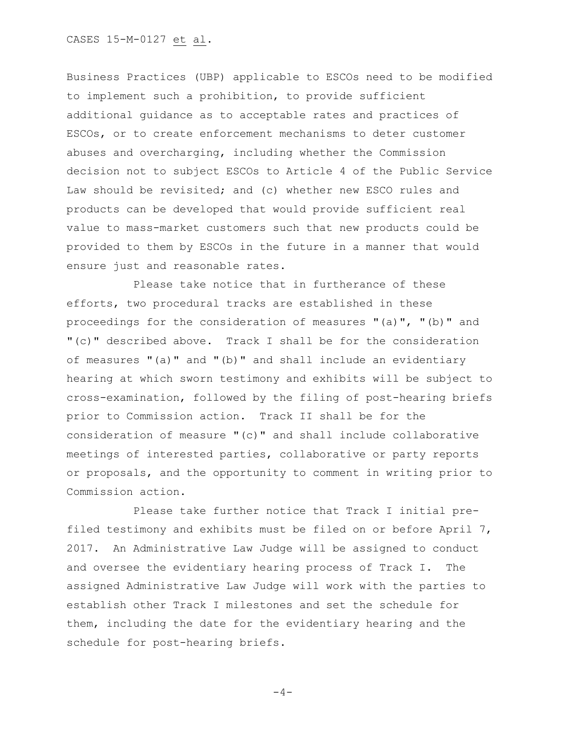Business Practices (UBP) applicable to ESCOs need to be modified to implement such a prohibition, to provide sufficient additional guidance as to acceptable rates and practices of ESCOs, or to create enforcement mechanisms to deter customer abuses and overcharging, including whether the Commission decision not to subject ESCOs to Article 4 of the Public Service Law should be revisited; and (c) whether new ESCO rules and products can be developed that would provide sufficient real value to mass-market customers such that new products could be provided to them by ESCOs in the future in a manner that would ensure just and reasonable rates.

Please take notice that in furtherance of these efforts, two procedural tracks are established in these proceedings for the consideration of measures "(a)", "(b)" and "(c)" described above. Track I shall be for the consideration of measures "(a)" and "(b)" and shall include an evidentiary hearing at which sworn testimony and exhibits will be subject to cross-examination, followed by the filing of post-hearing briefs prior to Commission action. Track II shall be for the consideration of measure "(c)" and shall include collaborative meetings of interested parties, collaborative or party reports or proposals, and the opportunity to comment in writing prior to Commission action.

Please take further notice that Track I initial pre-filed testimony and exhibits must be filed on or before April 7, 2017. An Administrative Law Judge will be assigned to conduct and oversee the evidentiary hearing process of Track I. The assigned Administrative Law Judge will work with the parties to establish other Track I milestones and set the schedule for them, including the date for the evidentiary hearing and the schedule for post-hearing briefs.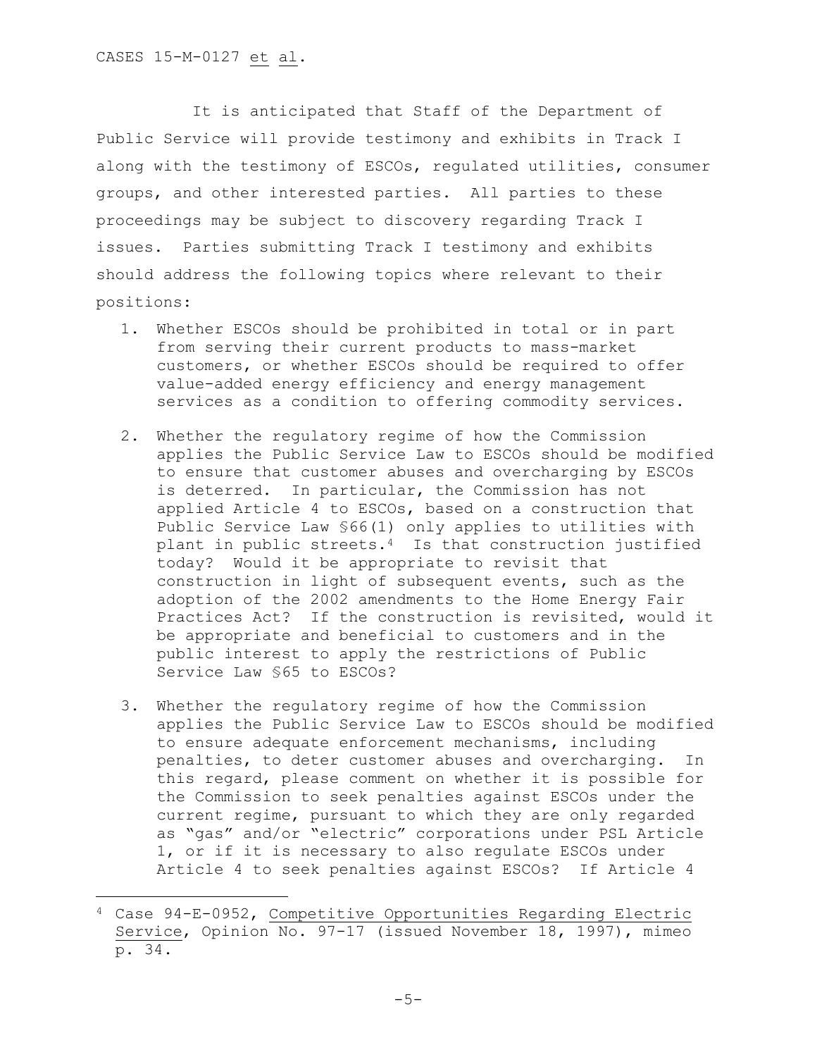It is anticipated that Staff of the Department of Public Service will provide testimony and exhibits in Track I along with the testimony of ESCOs, regulated utilities, consumer groups, and other interested parties. All parties to these proceedings may be subject to discovery regarding Track I issues. Parties submitting Track I testimony and exhibits should address the following topics where relevant to their positions:

1. Whether ESCOs should be prohibited in total or in part from serving their current products to mass-market customers, or whether ESCOs should be required to offer value-added energy efficiency and energy management services as a condition to offering commodity services.

2. Whether the regulatory regime of how the Commission applies the Public Service Law to ESCOs should be modified to ensure that customer abuses and overcharging by ESCOs is deterred. In particular, the Commission has not applied Article 4 to ESCOs, based on a construction that Public Service Law §66(1) only applies to utilities with plant in public streets.[4] Is that construction justified today? Would it be appropriate to revisit that construction in light of subsequent events, such as the adoption of the 2002 amendments to the Home Energy Fair Practices Act? If the construction is revisited, would it be appropriate and beneficial to customers and in the public interest to apply the restrictions of Public Service Law §65 to ESCOs?

3. Whether the regulatory regime of how the Commission applies the Public Service Law to ESCOs should be modified to ensure adequate enforcement mechanisms, including penalties, to deter customer abuses and overcharging. In this regard, please comment on whether it is possible for the Commission to seek penalties against ESCOs under the current regime, pursuant to which they are only regarded as "gas" and/or "electric" corporations under PSL Article 1, or if it is necessary to also regulate ESCOs under Article 4 to seek penalties against ESCOs? If Article 4

---

[4] Case 94-E-0952, Competitive Opportunities Regarding Electric Service, Opinion No. 97-17 (issued November 18, 1997), mimeo p. 34.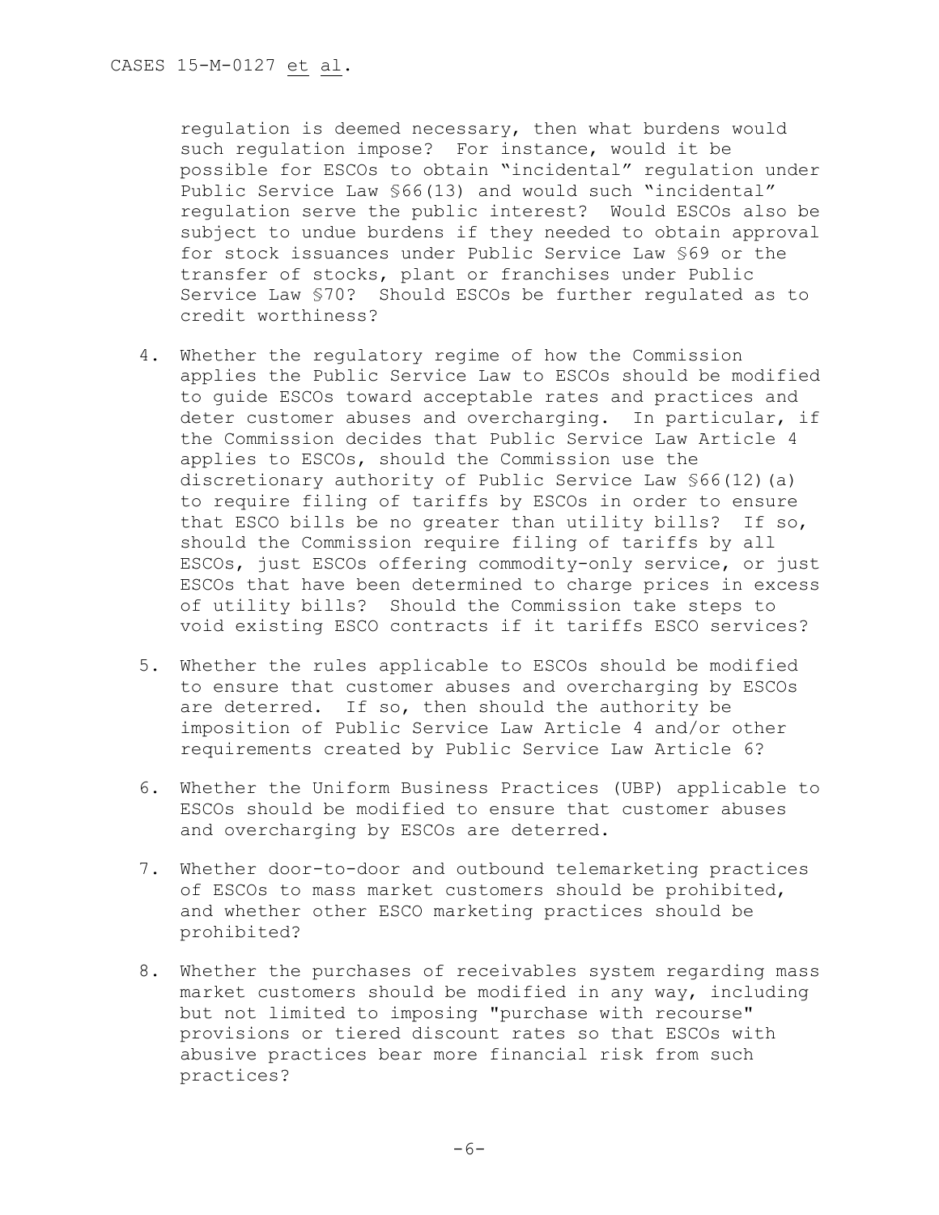regulation is deemed necessary, then what burdens would such regulation impose? For instance, would it be possible for ESCOs to obtain "incidental" regulation under Public Service Law §66(13) and would such "incidental" regulation serve the public interest? Would ESCOs also be subject to undue burdens if they needed to obtain approval for stock issuances under Public Service Law §69 or the transfer of stocks, plant or franchises under Public Service Law §70? Should ESCOs be further regulated as to credit worthiness?

4. Whether the regulatory regime of how the Commission applies the Public Service Law to ESCOs should be modified to guide ESCOs toward acceptable rates and practices and deter customer abuses and overcharging. In particular, if the Commission decides that Public Service Law Article 4 applies to ESCOs, should the Commission use the discretionary authority of Public Service Law §66(12)(a) to require filing of tariffs by ESCOs in order to ensure that ESCO bills be no greater than utility bills? If so, should the Commission require filing of tariffs by all ESCOs, just ESCOs offering commodity-only service, or just ESCOs that have been determined to charge prices in excess of utility bills? Should the Commission take steps to void existing ESCO contracts if it tariffs ESCO services?

5. Whether the rules applicable to ESCOs should be modified to ensure that customer abuses and overcharging by ESCOs are deterred. If so, then should the authority be imposition of Public Service Law Article 4 and/or other requirements created by Public Service Law Article 6?

6. Whether the Uniform Business Practices (UBP) applicable to ESCOs should be modified to ensure that customer abuses and overcharging by ESCOs are deterred.

7. Whether door-to-door and outbound telemarketing practices of ESCOs to mass market customers should be prohibited, and whether other ESCO marketing practices should be prohibited?

8. Whether the purchases of receivables system regarding mass market customers should be modified in any way, including but not limited to imposing "purchase with recourse" provisions or tiered discount rates so that ESCOs with abusive practices bear more financial risk from such practices?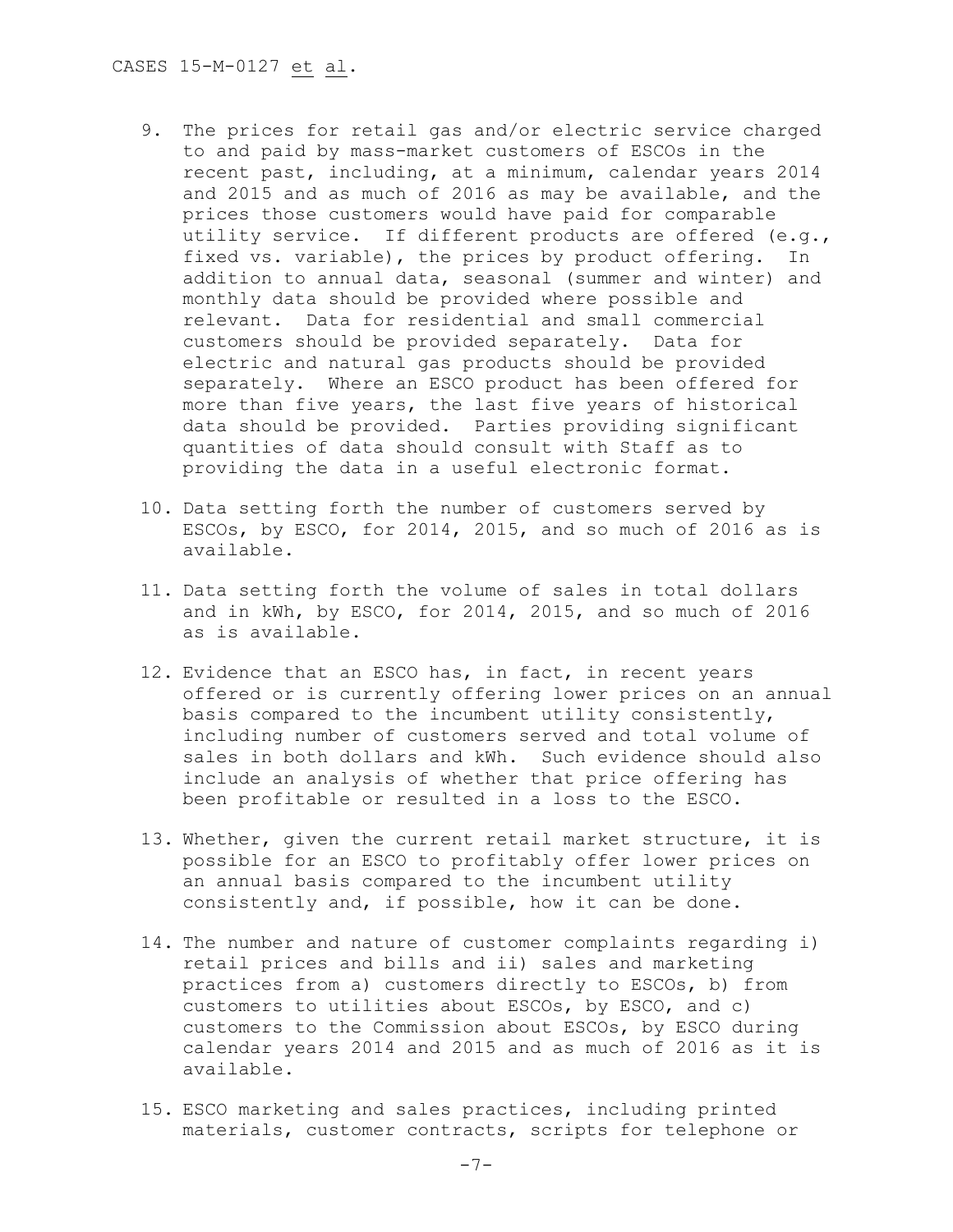9. The prices for retail gas and/or electric service charged to and paid by mass-market customers of ESCOs in the recent past, including, at a minimum, calendar years 2014 and 2015 and as much of 2016 as may be available, and the prices those customers would have paid for comparable utility service. If different products are offered (e.g., fixed vs. variable), the prices by product offering. In addition to annual data, seasonal (summer and winter) and monthly data should be provided where possible and relevant. Data for residential and small commercial customers should be provided separately. Data for electric and natural gas products should be provided separately. Where an ESCO product has been offered for more than five years, the last five years of historical data should be provided. Parties providing significant quantities of data should consult with Staff as to providing the data in a useful electronic format.

10. Data setting forth the number of customers served by ESCOs, by ESCO, for 2014, 2015, and so much of 2016 as is available.

11. Data setting forth the volume of sales in total dollars and in kWh, by ESCO, for 2014, 2015, and so much of 2016 as is available.

12. Evidence that an ESCO has, in fact, in recent years offered or is currently offering lower prices on an annual basis compared to the incumbent utility consistently, including number of customers served and total volume of sales in both dollars and kWh. Such evidence should also include an analysis of whether that price offering has been profitable or resulted in a loss to the ESCO.

13. Whether, given the current retail market structure, it is possible for an ESCO to profitably offer lower prices on an annual basis compared to the incumbent utility consistently and, if possible, how it can be done.

14. The number and nature of customer complaints regarding i) retail prices and bills and ii) sales and marketing practices from a) customers directly to ESCOs, b) from customers to utilities about ESCOs, by ESCO, and c) customers to the Commission about ESCOs, by ESCO during calendar years 2014 and 2015 and as much of 2016 as it is available.

15. ESCO marketing and sales practices, including printed materials, customer contracts, scripts for telephone or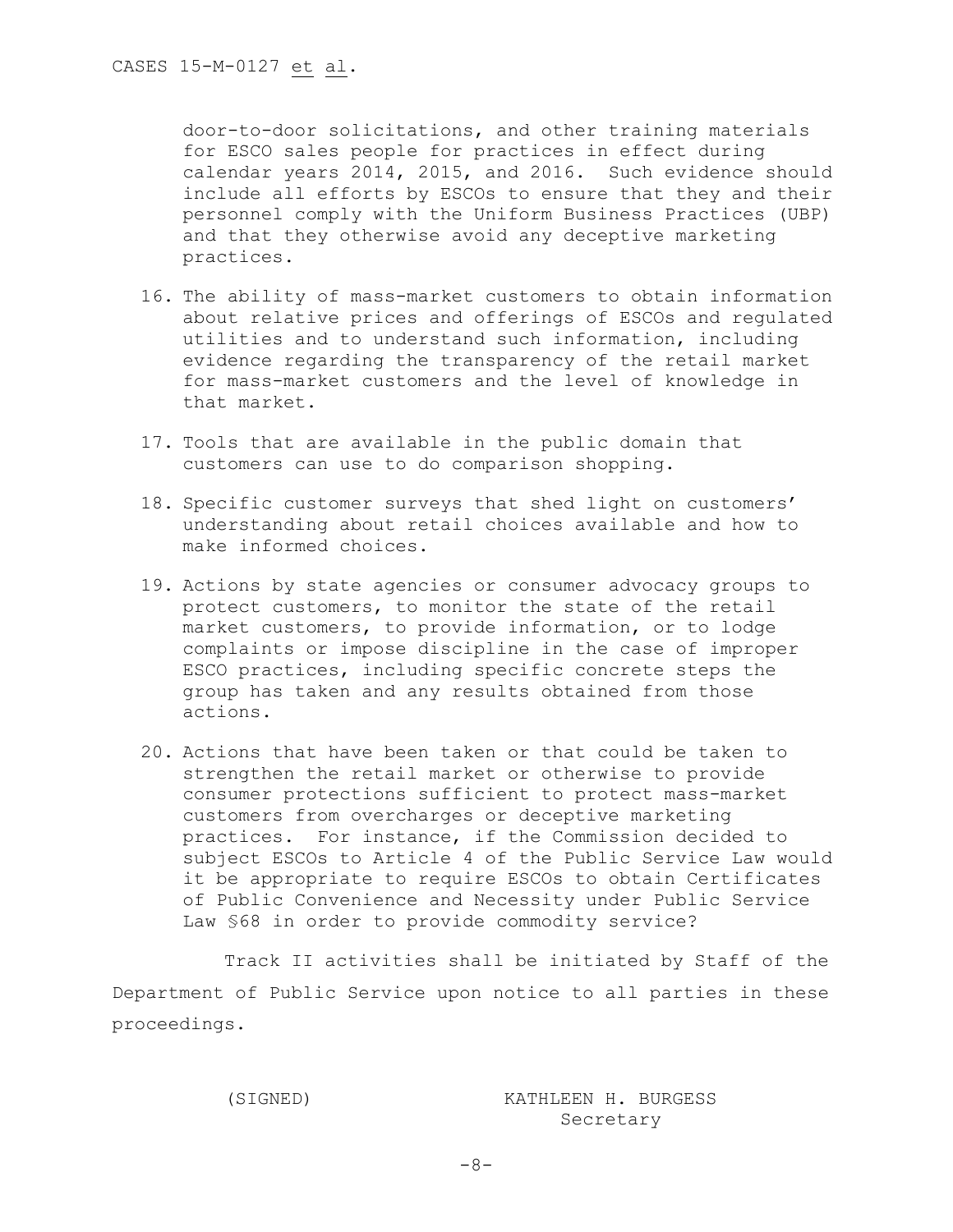door-to-door solicitations, and other training materials for ESCO sales people for practices in effect during calendar years 2014, 2015, and 2016. Such evidence should include all efforts by ESCOs to ensure that they and their personnel comply with the Uniform Business Practices (UBP) and that they otherwise avoid any deceptive marketing practices.

16. The ability of mass-market customers to obtain information about relative prices and offerings of ESCOs and regulated utilities and to understand such information, including evidence regarding the transparency of the retail market for mass-market customers and the level of knowledge in that market.

17. Tools that are available in the public domain that customers can use to do comparison shopping.

18. Specific customer surveys that shed light on customers' understanding about retail choices available and how to make informed choices.

19. Actions by state agencies or consumer advocacy groups to protect customers, to monitor the state of the retail market customers, to provide information, or to lodge complaints or impose discipline in the case of improper ESCO practices, including specific concrete steps the group has taken and any results obtained from those actions.

20. Actions that have been taken or that could be taken to strengthen the retail market or otherwise to provide consumer protections sufficient to protect mass-market customers from overcharges or deceptive marketing practices. For instance, if the Commission decided to subject ESCOs to Article 4 of the Public Service Law would it be appropriate to require ESCOs to obtain Certificates of Public Convenience and Necessity under Public Service Law §68 in order to provide commodity service?

Track II activities shall be initiated by Staff of the Department of Public Service upon notice to all parties in these proceedings.

(SIGNED) KATHLEEN H. BURGESS
Secretary